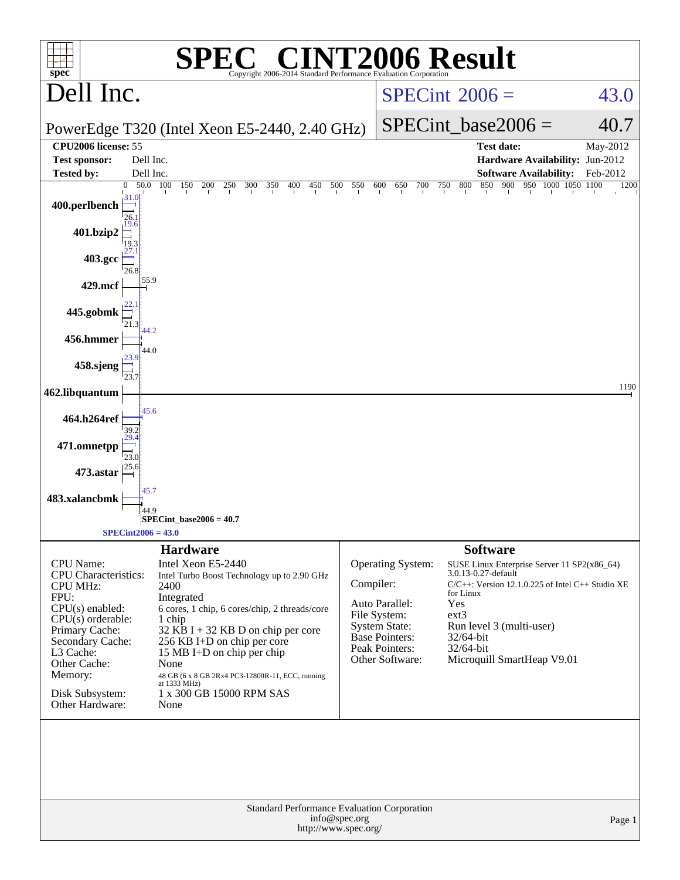# SPEC® CINT2006 Result

Copyright 2006-2014 Standard Performance Evaluation Corporation

## Dell Inc.

PowerEdge T320 (Intel Xeon E5-2440, 2.40 GHz)

SPECint_2006 = 43.0

SPECint_base2006 = 40.7

| | | | |
|---|---|---|---|
| **CPU2006 license:** | 55 | **Test date:** | May-2012 |
| **Test sponsor:** | Dell Inc. | **Hardware Availability:** | Jun-2012 |
| **Tested by:** | Dell Inc. | **Software Availability:** | Feb-2012 |

| Benchmark | Peak | Base |
|---|---|---|
| 400.perlbench | 31.0 | 26.1 |
| 401.bzip2 | 19.6 | 19.3 |
| 403.gcc | 27.1 | 26.8 |
| 429.mcf | 55.9 | |
| 445.gobmk | 22.1 | 21.3 |
| 456.hmmer | 44.2 | 44.0 |
| 458.sjeng | 23.9 | 23.7 |
| 462.libquantum | 1190 | |
| 464.h264ref | 45.6 | 39.2 |
| 471.omnetpp | 29.4 | 23.0 |
| 473.astar | 25.6 | |
| 483.xalancbmk | 45.7 | 44.9 |

SPECint_base2006 = 40.7

SPECint2006 = 43.0

### Hardware

| | |
|---|---|
| CPU Name: | Intel Xeon E5-2440 |
| CPU Characteristics: | Intel Turbo Boost Technology up to 2.90 GHz |
| CPU MHz: | 2400 |
| FPU: | Integrated |
| CPU(s) enabled: | 6 cores, 1 chip, 6 cores/chip, 2 threads/core |
| CPU(s) orderable: | 1 chip |
| Primary Cache: | 32 KB I + 32 KB D on chip per core |
| Secondary Cache: | 256 KB I+D on chip per core |
| L3 Cache: | 15 MB I+D on chip per chip |
| Other Cache: | None |
| Memory: | 48 GB (6 x 8 GB 2Rx4 PC3-12800R-11, ECC, running at 1333 MHz) |
| Disk Subsystem: | 1 x 300 GB 15000 RPM SAS |
| Other Hardware: | None |

### Software

| | |
|---|---|
| Operating System: | SUSE Linux Enterprise Server 11 SP2(x86_64) 3.0.13-0.27-default |
| Compiler: | C/C++: Version 12.1.0.225 of Intel C++ Studio XE for Linux |
| Auto Parallel: | Yes |
| File System: | ext3 |
| System State: | Run level 3 (multi-user) |
| Base Pointers: | 32/64-bit |
| Peak Pointers: | 32/64-bit |
| Other Software: | Microquill SmartHeap V9.01 |

Standard Performance Evaluation Corporation
info@spec.org
http://www.spec.org/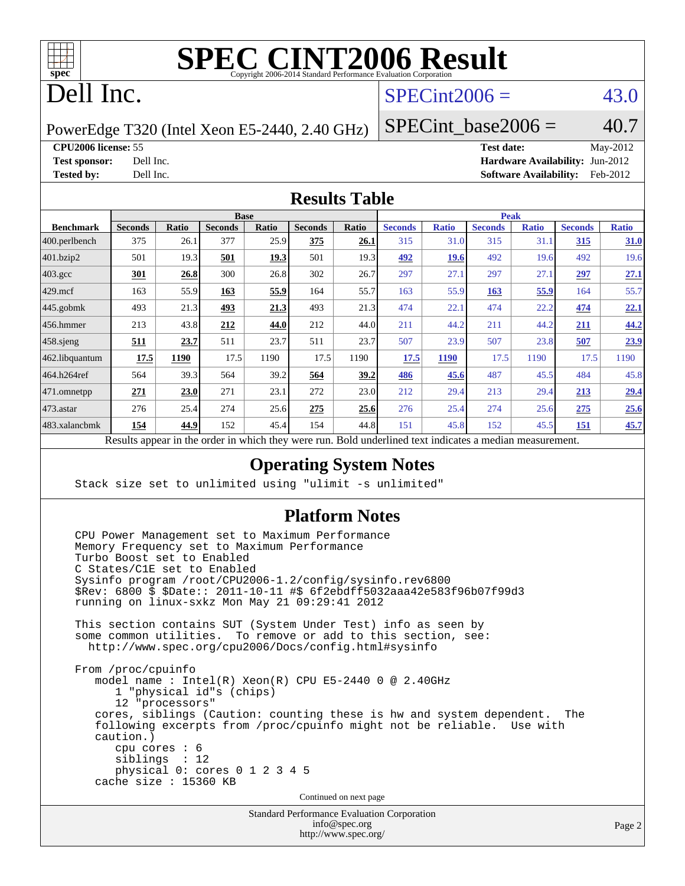# SPEC CINT2006 Result

Copyright 2006-2014 Standard Performance Evaluation Corporation

# Dell Inc.

PowerEdge T320 (Intel Xeon E5-2440, 2.40 GHz)

SPECint2006 = 43.0

SPECint_base2006 = 40.7

**CPU2006 license:** 55
**Test sponsor:** Dell Inc.
**Tested by:** Dell Inc.

**Test date:** May-2012
**Hardware Availability:** Jun-2012
**Software Availability:** Feb-2012

## Results Table

| Benchmark | Base | | | | | | Peak | | | | | |
|---|---|---|---|---|---|---|---|---|---|---|---|---|
| | Seconds | Ratio | Seconds | Ratio | Seconds | Ratio | Seconds | Ratio | Seconds | Ratio | Seconds | Ratio |
| 400.perlbench | 375 | 26.1 | 377 | 25.9 | **375** | **26.1** | 315 | 31.0 | 315 | 31.1 | **315** | **31.0** |
| 401.bzip2 | 501 | 19.3 | **501** | **19.3** | 501 | 19.3 | **492** | **19.6** | 492 | 19.6 | 492 | 19.6 |
| 403.gcc | **301** | **26.8** | 300 | 26.8 | 302 | 26.7 | 297 | 27.1 | 297 | 27.1 | **297** | **27.1** |
| 429.mcf | 163 | 55.9 | **163** | **55.9** | 164 | 55.7 | 163 | 55.9 | **163** | **55.9** | 164 | 55.7 |
| 445.gobmk | 493 | 21.3 | **493** | **21.3** | 493 | 21.3 | 474 | 22.1 | 474 | 22.2 | **474** | **22.1** |
| 456.hmmer | 213 | 43.8 | **212** | **44.0** | 212 | 44.0 | 211 | 44.2 | 211 | 44.2 | **211** | **44.2** |
| 458.sjeng | **511** | **23.7** | 511 | 23.7 | 511 | 23.7 | 507 | 23.9 | 507 | 23.8 | **507** | **23.9** |
| 462.libquantum | **17.5** | **1190** | 17.5 | 1190 | 17.5 | 1190 | **17.5** | **1190** | 17.5 | 1190 | 17.5 | 1190 |
| 464.h264ref | 564 | 39.3 | 564 | 39.2 | **564** | **39.2** | **486** | **45.6** | 487 | 45.5 | 484 | 45.8 |
| 471.omnetpp | **271** | **23.0** | 271 | 23.1 | 272 | 23.0 | 212 | 29.4 | 213 | 29.4 | **213** | **29.4** |
| 473.astar | 276 | 25.4 | 274 | 25.6 | **275** | **25.6** | 276 | 25.4 | 274 | 25.6 | **275** | **25.6** |
| 483.xalancbmk | **154** | **44.9** | 152 | 45.4 | 154 | 44.8 | 151 | 45.8 | 152 | 45.5 | **151** | **45.7** |

Results appear in the order in which they were run. Bold underlined text indicates a median measurement.

## Operating System Notes

```
Stack size set to unlimited using "ulimit -s unlimited"
```

## Platform Notes

```
CPU Power Management set to Maximum Performance
Memory Frequency set to Maximum Performance
Turbo Boost set to Enabled
C States/C1E set to Enabled
Sysinfo program /root/CPU2006-1.2/config/sysinfo.rev6800
$Rev: 6800 $ $Date:: 2011-10-11 #$ 6f2ebdff5032aaa42e583f96b07f99d3
running on linux-sxkz Mon May 21 09:29:41 2012

This section contains SUT (System Under Test) info as seen by
some common utilities.  To remove or add to this section, see:
  http://www.spec.org/cpu2006/Docs/config.html#sysinfo

From /proc/cpuinfo
   model name : Intel(R) Xeon(R) CPU E5-2440 0 @ 2.40GHz
      1 "physical id"s (chips)
      12 "processors"
   cores, siblings (Caution: counting these is hw and system dependent.  The
   following excerpts from /proc/cpuinfo might not be reliable.  Use with
   caution.)
      cpu cores : 6
      siblings  : 12
      physical 0: cores 0 1 2 3 4 5
   cache size : 15360 KB
```

Continued on next page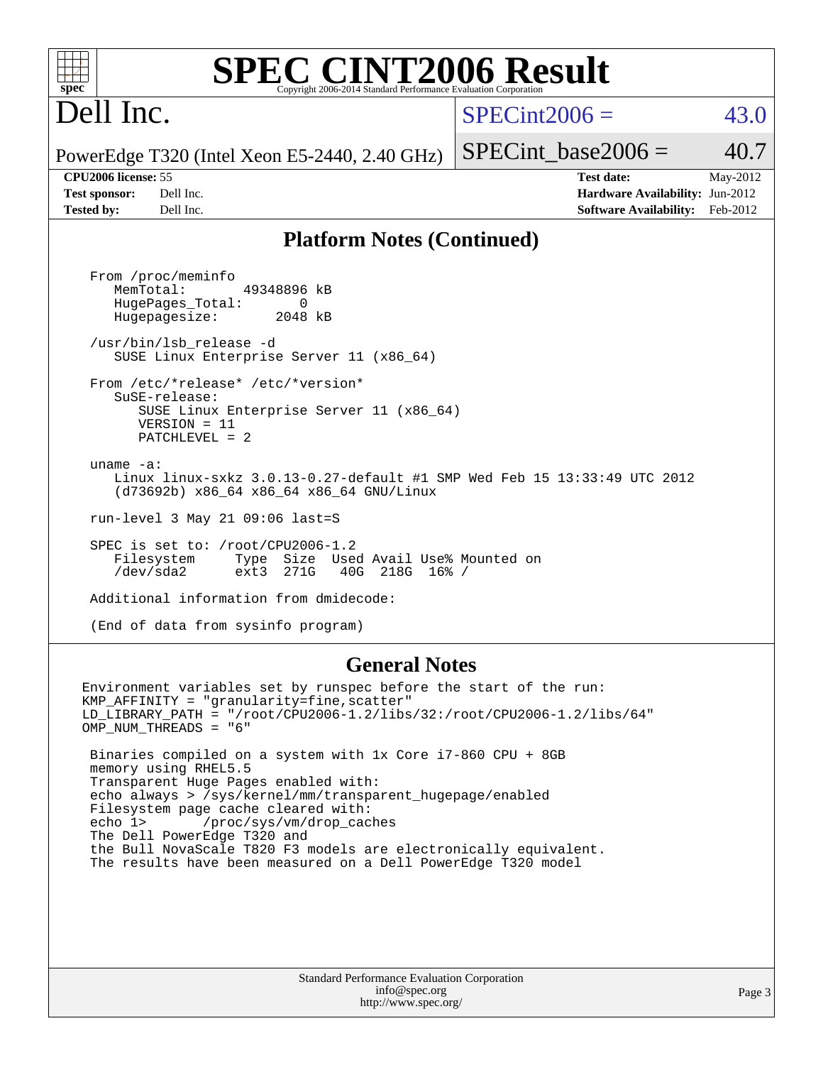# SPEC CINT2006 Result

Copyright 2006-2014 Standard Performance Evaluation Corporation

## Dell Inc.

PowerEdge T320 (Intel Xeon E5-2440, 2.40 GHz)

SPECint2006 = 43.0

SPECint_base2006 = 40.7

| | | | |
|---|---|---|---|
| **CPU2006 license:** | 55 | **Test date:** | May-2012 |
| **Test sponsor:** | Dell Inc. | **Hardware Availability:** | Jun-2012 |
| **Tested by:** | Dell Inc. | **Software Availability:** | Feb-2012 |

## Platform Notes (Continued)

```
From /proc/meminfo
   MemTotal:       49348896 kB
   HugePages_Total:       0
   Hugepagesize:       2048 kB

/usr/bin/lsb_release -d
   SUSE Linux Enterprise Server 11 (x86_64)

From /etc/*release* /etc/*version*
   SuSE-release:
      SUSE Linux Enterprise Server 11 (x86_64)
      VERSION = 11
      PATCHLEVEL = 2

uname -a:
   Linux linux-sxkz 3.0.13-0.27-default #1 SMP Wed Feb 15 13:33:49 UTC 2012
   (d73692b) x86_64 x86_64 x86_64 GNU/Linux

run-level 3 May 21 09:06 last=S

SPEC is set to: /root/CPU2006-1.2
   Filesystem     Type  Size  Used Avail Use% Mounted on
   /dev/sda2      ext3  271G   40G  218G  16% /

Additional information from dmidecode:

(End of data from sysinfo program)
```

## General Notes

```
Environment variables set by runspec before the start of the run:
KMP_AFFINITY = "granularity=fine,scatter"
LD_LIBRARY_PATH = "/root/CPU2006-1.2/libs/32:/root/CPU2006-1.2/libs/64"
OMP_NUM_THREADS = "6"

 Binaries compiled on a system with 1x Core i7-860 CPU + 8GB
 memory using RHEL5.5
 Transparent Huge Pages enabled with:
 echo always > /sys/kernel/mm/transparent_hugepage/enabled
 Filesystem page cache cleared with:
 echo 1>       /proc/sys/vm/drop_caches
 The Dell PowerEdge T320 and
 the Bull NovaScale T820 F3 models are electronically equivalent.
 The results have been measured on a Dell PowerEdge T320 model
```

Standard Performance Evaluation Corporation
info@spec.org
http://www.spec.org/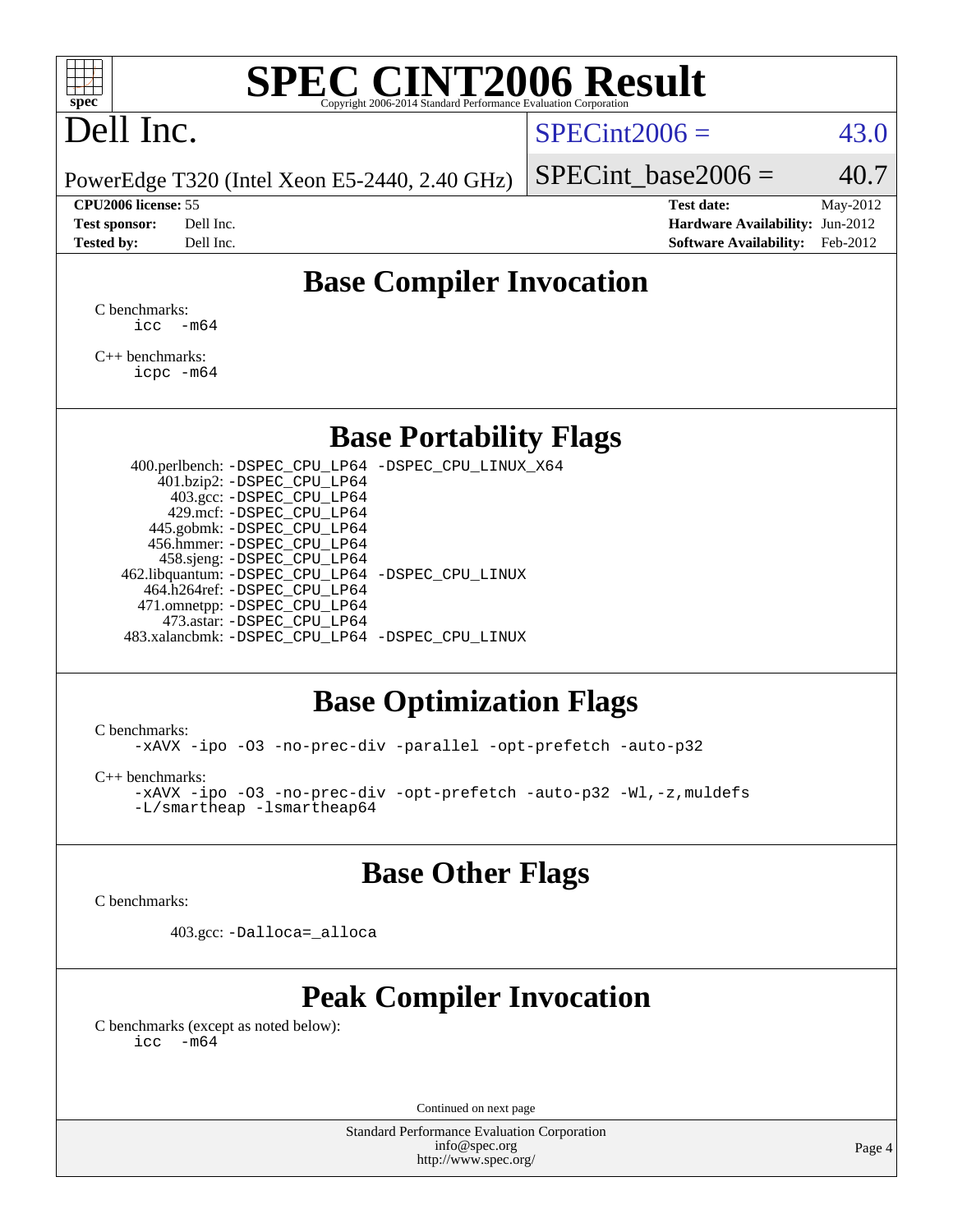# SPEC CINT2006 Result

Copyright 2006-2014 Standard Performance Evaluation Corporation

Dell Inc.

PowerEdge T320 (Intel Xeon E5-2440, 2.40 GHz)

SPECint2006 = 43.0

SPECint_base2006 = 40.7

**CPU2006 license:** 55
**Test sponsor:** Dell Inc.
**Tested by:** Dell Inc.

**Test date:** May-2012
**Hardware Availability:** Jun-2012
**Software Availability:** Feb-2012

## Base Compiler Invocation

C benchmarks:
```
icc -m64
```

C++ benchmarks:
```
icpc -m64
```

## Base Portability Flags

400.perlbench: -DSPEC_CPU_LP64 -DSPEC_CPU_LINUX_X64
401.bzip2: -DSPEC_CPU_LP64
403.gcc: -DSPEC_CPU_LP64
429.mcf: -DSPEC_CPU_LP64
445.gobmk: -DSPEC_CPU_LP64
456.hmmer: -DSPEC_CPU_LP64
458.sjeng: -DSPEC_CPU_LP64
462.libquantum: -DSPEC_CPU_LP64 -DSPEC_CPU_LINUX
464.h264ref: -DSPEC_CPU_LP64
471.omnetpp: -DSPEC_CPU_LP64
473.astar: -DSPEC_CPU_LP64
483.xalancbmk: -DSPEC_CPU_LP64 -DSPEC_CPU_LINUX

## Base Optimization Flags

C benchmarks:
```
-xAVX -ipo -O3 -no-prec-div -parallel -opt-prefetch -auto-p32
```

C++ benchmarks:
```
-xAVX -ipo -O3 -no-prec-div -opt-prefetch -auto-p32 -Wl,-z,muldefs
-L/smartheap -lsmartheap64
```

## Base Other Flags

C benchmarks:

403.gcc: -Dalloca=_alloca

## Peak Compiler Invocation

C benchmarks (except as noted below):
```
icc -m64
```

Continued on next page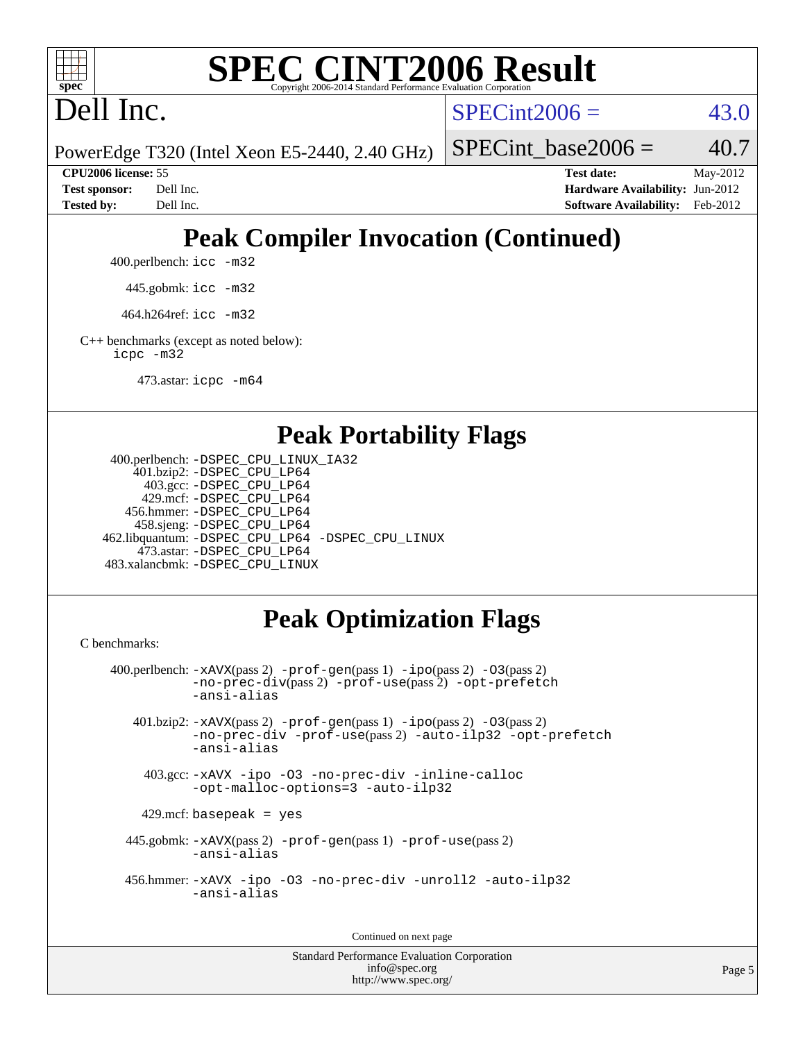# Peak Compiler Invocation (Continued)

400.perlbench: `icc -m32`

445.gobmk: `icc -m32`

464.h264ref: `icc -m32`

C++ benchmarks (except as noted below):
`icpc -m32`

473.astar: `icpc -m64`

# Peak Portability Flags

400.perlbench: `-DSPEC_CPU_LINUX_IA32`
401.bzip2: `-DSPEC_CPU_LP64`
403.gcc: `-DSPEC_CPU_LP64`
429.mcf: `-DSPEC_CPU_LP64`
456.hmmer: `-DSPEC_CPU_LP64`
458.sjeng: `-DSPEC_CPU_LP64`
462.libquantum: `-DSPEC_CPU_LP64 -DSPEC_CPU_LINUX`
473.astar: `-DSPEC_CPU_LP64`
483.xalancbmk: `-DSPEC_CPU_LINUX`

# Peak Optimization Flags

C benchmarks:

400.perlbench: `-xAVX`(pass 2) `-prof-gen`(pass 1) `-ipo`(pass 2) `-O3`(pass 2) `-no-prec-div`(pass 2) `-prof-use`(pass 2) `-opt-prefetch` `-ansi-alias`

401.bzip2: `-xAVX`(pass 2) `-prof-gen`(pass 1) `-ipo`(pass 2) `-O3`(pass 2) `-no-prec-div` `-prof-use`(pass 2) `-auto-ilp32` `-opt-prefetch` `-ansi-alias`

403.gcc: `-xAVX -ipo -O3 -no-prec-div -inline-calloc -opt-malloc-options=3 -auto-ilp32`

429.mcf: `basepeak = yes`

445.gobmk: `-xAVX`(pass 2) `-prof-gen`(pass 1) `-prof-use`(pass 2) `-ansi-alias`

456.hmmer: `-xAVX -ipo -O3 -no-prec-div -unroll2 -auto-ilp32 -ansi-alias`

Continued on next page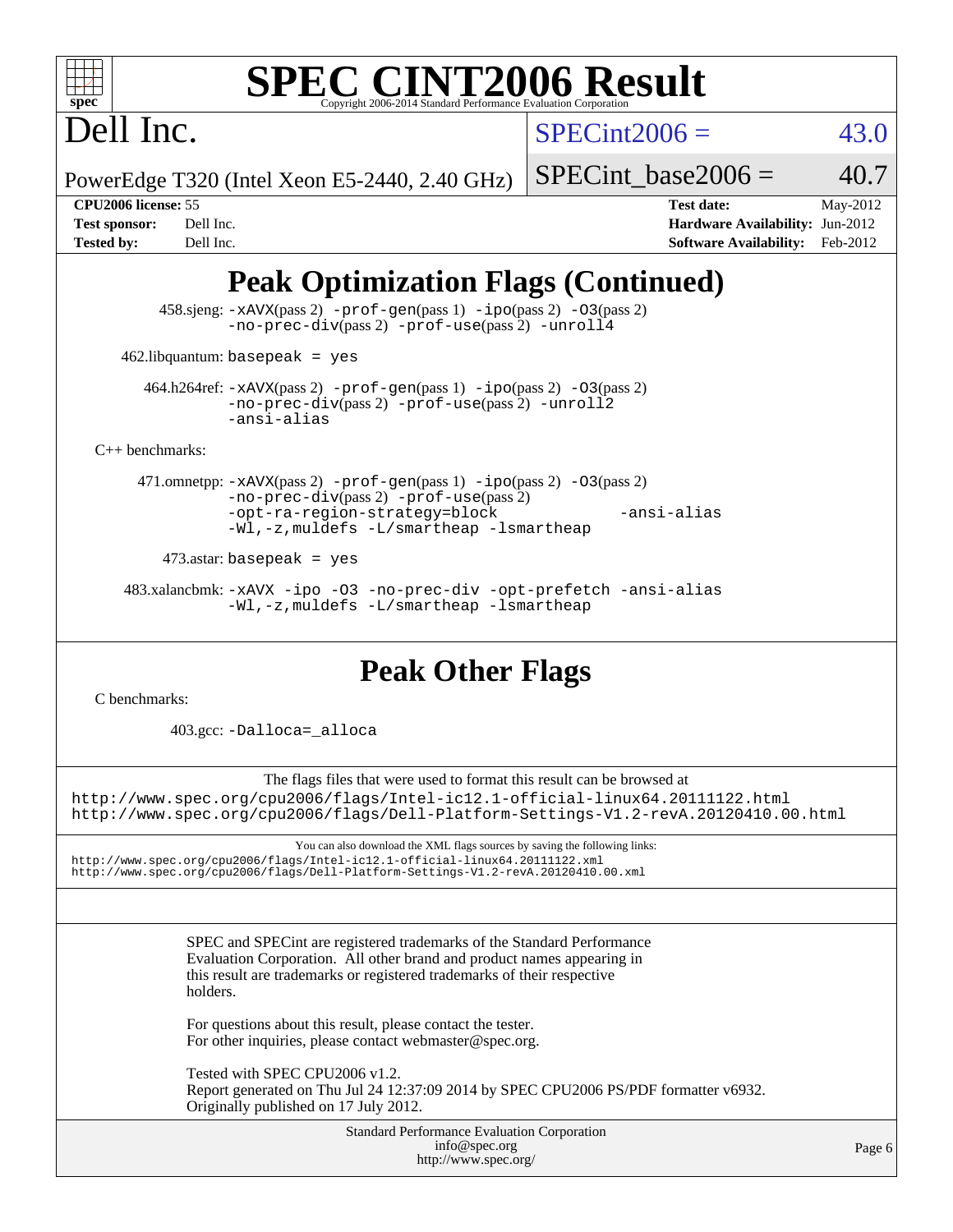# SPEC CINT2006 Result

Copyright 2006-2014 Standard Performance Evaluation Corporation

Dell Inc.

PowerEdge T320 (Intel Xeon E5-2440, 2.40 GHz)

SPECint2006 = 43.0

SPECint_base2006 = 40.7

| | | | |
|---|---|---|---|
| **CPU2006 license:** 55 | | **Test date:** | May-2012 |
| **Test sponsor:** | Dell Inc. | **Hardware Availability:** | Jun-2012 |
| **Tested by:** | Dell Inc. | **Software Availability:** | Feb-2012 |

## Peak Optimization Flags (Continued)

458.sjeng: -xAVX(pass 2) -prof-gen(pass 1) -ipo(pass 2) -O3(pass 2) -no-prec-div(pass 2) -prof-use(pass 2) -unroll4

462.libquantum: basepeak = yes

464.h264ref: -xAVX(pass 2) -prof-gen(pass 1) -ipo(pass 2) -O3(pass 2) -no-prec-div(pass 2) -prof-use(pass 2) -unroll2 -ansi-alias

C++ benchmarks:

471.omnetpp: -xAVX(pass 2) -prof-gen(pass 1) -ipo(pass 2) -O3(pass 2) -no-prec-div(pass 2) -prof-use(pass 2) -opt-ra-region-strategy=block -ansi-alias -Wl,-z,muldefs -L/smartheap -lsmartheap

473.astar: basepeak = yes

483.xalancbmk: -xAVX -ipo -O3 -no-prec-div -opt-prefetch -ansi-alias -Wl,-z,muldefs -L/smartheap -lsmartheap

## Peak Other Flags

C benchmarks:

403.gcc: -Dalloca=_alloca

The flags files that were used to format this result can be browsed at
http://www.spec.org/cpu2006/flags/Intel-ic12.1-official-linux64.20111122.html
http://www.spec.org/cpu2006/flags/Dell-Platform-Settings-V1.2-revA.20120410.00.html

You can also download the XML flags sources by saving the following links:
http://www.spec.org/cpu2006/flags/Intel-ic12.1-official-linux64.20111122.xml
http://www.spec.org/cpu2006/flags/Dell-Platform-Settings-V1.2-revA.20120410.00.xml

SPEC and SPECint are registered trademarks of the Standard Performance Evaluation Corporation. All other brand and product names appearing in this result are trademarks or registered trademarks of their respective holders.

For questions about this result, please contact the tester.
For other inquiries, please contact webmaster@spec.org.

Tested with SPEC CPU2006 v1.2.
Report generated on Thu Jul 24 12:37:09 2014 by SPEC CPU2006 PS/PDF formatter v6932.
Originally published on 17 July 2012.

Standard Performance Evaluation Corporation
info@spec.org
http://www.spec.org/